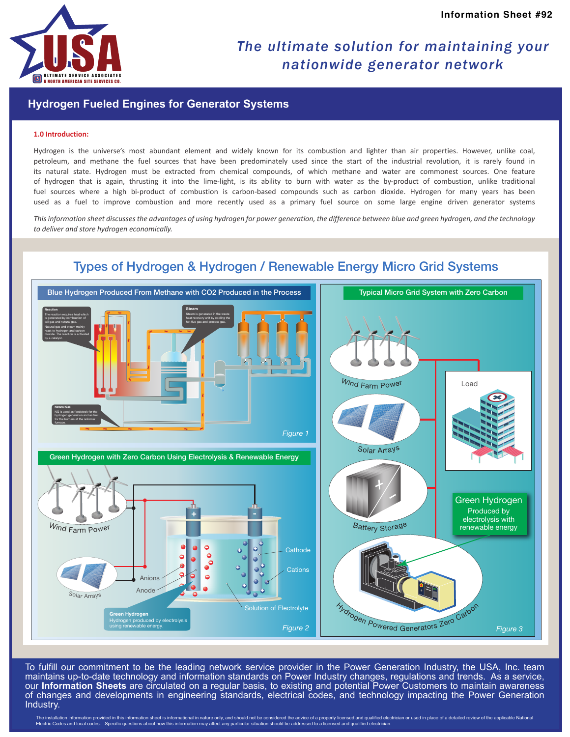Information Sheet #92

*The ultimate solution for maintaining your nationwide generator network*

# Hydrogen Fueled Engines for Generator Systems

## 1.0 Introduction:

Hydrogen is the universe's most abundant element and widely known for its combustion and lighter than air properties. However, unlike coal, petroleum, and methane the fuel sources that have been predominately used since the start of the industrial revolution, it is rarely found in its natural state. Hydrogen must be extracted from chemical compounds, of which methane and water are commonest sources. One feature of hydrogen that is again, thrusting it into the lime-light, is its ability to burn with water as the by-product of combustion, unlike traditional fuel sources where a high bi-product of combustion is carbon-based compounds such as carbon dioxide. Hydrogen for many years has been used as a fuel to improve combustion and more recently used as a primary fuel source on some large engine driven generator systems

*This information sheet discusses the advantages of using hydrogen for power generation, the difference between blue and green hydrogen, and the technology to deliver and store hydrogen economically.*

## Types of Hydrogen & Hydrogen / Renewable Energy Micro Grid Systems

**Blue Hydrogen Produced From Methane with CO2 Produced in the Process**

Reaction: The reaction requires heat which is generated by combustion of tail gas and natural gas. Natural gas and steam mainly react to hydrogen and carbon dioxide. The reaction is activated by a catalyst.

Steam: Steam is generated in the waste heat recovery unit by cooling the hot flue gas and process gas.

Natural Gas: NG is used as feedstock for the hydrogen generation and as fuel for the burners at the reformer furnace.

Figure 1

**Green Hydrogen with Zero Carbon Using Electrolysis & Renewable Energy**

Wind Farm Power, Solar Arrays, Anions, Anode, Cathode, Cations, Solution of Electrolyte

Green Hydrogen: Hydrogen produced by electrolysis using renewable energy

Figure 2

**Typical Micro Grid System with Zero Carbon**

Wind Farm Power, Solar Arrays, Battery Storage, Load, Hydrogen Powered Generators Zero Carbon

Green Hydrogen: Produced by electrolysis with renewable energy

Figure 3

To fulfill our commitment to be the leading network service provider in the Power Generation Industry, the USA, Inc. team maintains up-to-date technology and information standards on Power Industry changes, regulations and trends. As a service, our **Information Sheets** are circulated on a regular basis, to existing and potential Power Customers to maintain awareness of changes and developments in engineering standards, electrical codes, and technology impacting the Power Generation Industry.

The installation information provided in this information sheet is informational in nature only, and should not be considered the advice of a properly licensed and qualified electrician or used in place of a detailed review of the applicable National Electric Codes and local codes. Specific questions about how this information may affect any particular situation should be addressed to a licensed and qualified electrician.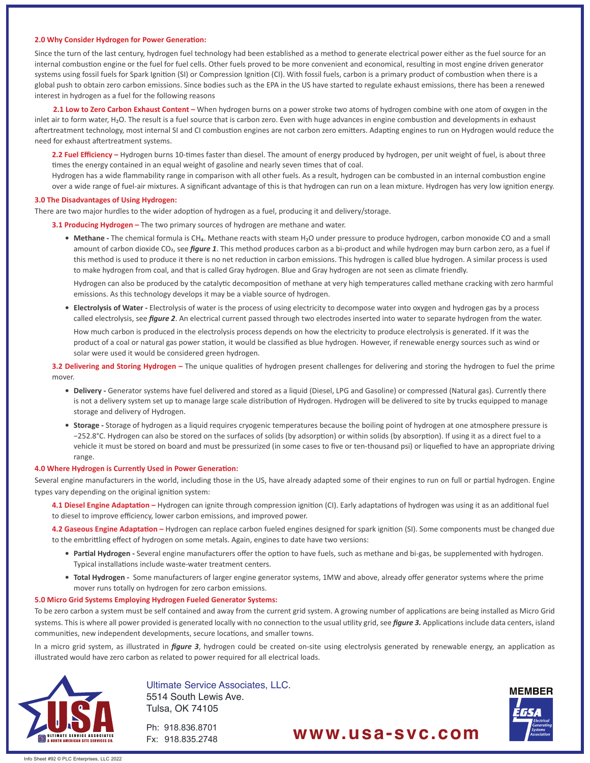## 2.0 Why Consider Hydrogen for Power Generation:

Since the turn of the last century, hydrogen fuel technology had been established as a method to generate electrical power either as the fuel source for an internal combustion engine or the fuel for fuel cells. Other fuels proved to be more convenient and economical, resulting in most engine driven generator systems using fossil fuels for Spark Ignition (SI) or Compression Ignition (CI). With fossil fuels, carbon is a primary product of combustion when there is a global push to obtain zero carbon emissions. Since bodies such as the EPA in the US have started to regulate exhaust emissions, there has been a renewed interest in hydrogen as a fuel for the following reasons

**2.1 Low to Zero Carbon Exhaust Content –** When hydrogen burns on a power stroke two atoms of hydrogen combine with one atom of oxygen in the inlet air to form water, $H_2O$. The result is a fuel source that is carbon zero. Even with huge advances in engine combustion and developments in exhaust aftertreatment technology, most internal SI and CI combustion engines are not carbon zero emitters. Adapting engines to run on Hydrogen would reduce the need for exhaust aftertreatment systems.

**2.2 Fuel Efficiency –** Hydrogen burns 10-times faster than diesel. The amount of energy produced by hydrogen, per unit weight of fuel, is about three times the energy contained in an equal weight of gasoline and nearly seven times that of coal.
Hydrogen has a wide flammability range in comparison with all other fuels. As a result, hydrogen can be combusted in an internal combustion engine over a wide range of fuel-air mixtures. A significant advantage of this is that hydrogen can run on a lean mixture. Hydrogen has very low ignition energy.

## 3.0 The Disadvantages of Using Hydrogen:

There are two major hurdles to the wider adoption of hydrogen as a fuel, producing it and delivery/storage.

**3.1 Producing Hydrogen –** The two primary sources of hydrogen are methane and water.

- **Methane -** The chemical formula is $CH_4$. Methane reacts with steam $H_2O$ under pressure to produce hydrogen, carbon monoxide CO and a small amount of carbon dioxide $CO_2$, see ***figure 1***. This method produces carbon as a bi-product and while hydrogen may burn carbon zero, as a fuel if this method is used to produce it there is no net reduction in carbon emissions. This hydrogen is called blue hydrogen. A similar process is used to make hydrogen from coal, and that is called Gray hydrogen. Blue and Gray hydrogen are not seen as climate friendly.

  Hydrogen can also be produced by the catalytic decomposition of methane at very high temperatures called methane cracking with zero harmful emissions. As this technology develops it may be a viable source of hydrogen.

- **Electrolysis of Water -** Electrolysis of water is the process of using electricity to decompose water into oxygen and hydrogen gas by a process called electrolysis, see ***figure 2***. An electrical current passed through two electrodes inserted into water to separate hydrogen from the water.

  How much carbon is produced in the electrolysis process depends on how the electricity to produce electrolysis is generated. If it was the product of a coal or natural gas power station, it would be classified as blue hydrogen. However, if renewable energy sources such as wind or solar were used it would be considered green hydrogen.

**3.2 Delivering and Storing Hydrogen –** The unique qualities of hydrogen present challenges for delivering and storing the hydrogen to fuel the prime mover.

- **Delivery -** Generator systems have fuel delivered and stored as a liquid (Diesel, LPG and Gasoline) or compressed (Natural gas). Currently there is not a delivery system set up to manage large scale distribution of Hydrogen. Hydrogen will be delivered to site by trucks equipped to manage storage and delivery of Hydrogen.
- **Storage -** Storage of hydrogen as a liquid requires cryogenic temperatures because the boiling point of hydrogen at one atmosphere pressure is −252.8°C. Hydrogen can also be stored on the surfaces of solids (by adsorption) or within solids (by absorption). If using it as a direct fuel to a vehicle it must be stored on board and must be pressurized (in some cases to five or ten-thousand psi) or liquefied to have an appropriate driving range.

## 4.0 Where Hydrogen is Currently Used in Power Generation:

Several engine manufacturers in the world, including those in the US, have already adapted some of their engines to run on full or partial hydrogen. Engine types vary depending on the original ignition system:

**4.1 Diesel Engine Adaptation –** Hydrogen can ignite through compression ignition (CI). Early adaptations of hydrogen was using it as an additional fuel to diesel to improve efficiency, lower carbon emissions, and improved power.

**4.2 Gaseous Engine Adaptation –** Hydrogen can replace carbon fueled engines designed for spark ignition (SI). Some components must be changed due to the embrittling effect of hydrogen on some metals. Again, engines to date have two versions:

- **Partial Hydrogen -** Several engine manufacturers offer the option to have fuels, such as methane and bi-gas, be supplemented with hydrogen. Typical installations include waste-water treatment centers.
- **Total Hydrogen -** Some manufacturers of larger engine generator systems, 1MW and above, already offer generator systems where the prime mover runs totally on hydrogen for zero carbon emissions.

## 5.0 Micro Grid Systems Employing Hydrogen Fueled Generator Systems:

To be zero carbon a system must be self contained and away from the current grid system. A growing number of applications are being installed as Micro Grid systems. This is where all power provided is generated locally with no connection to the usual utility grid, see ***figure 3.*** Applications include data centers, island communities, new independent developments, secure locations, and smaller towns.

In a micro grid system, as illustrated in ***figure 3***, hydrogen could be created on-site using electrolysis generated by renewable energy, an application as illustrated would have zero carbon as related to power required for all electrical loads.

Ultimate Service Associates, LLC.
5514 South Lewis Ave.
Tulsa, OK 74105

Ph: 918.836.8701
Fx: 918.835.2748

**www.usa-svc.com**

MEMBER EGSA Electrical Generating Systems Association

Info Sheet #92 © PLC Enterprises, LLC 2022